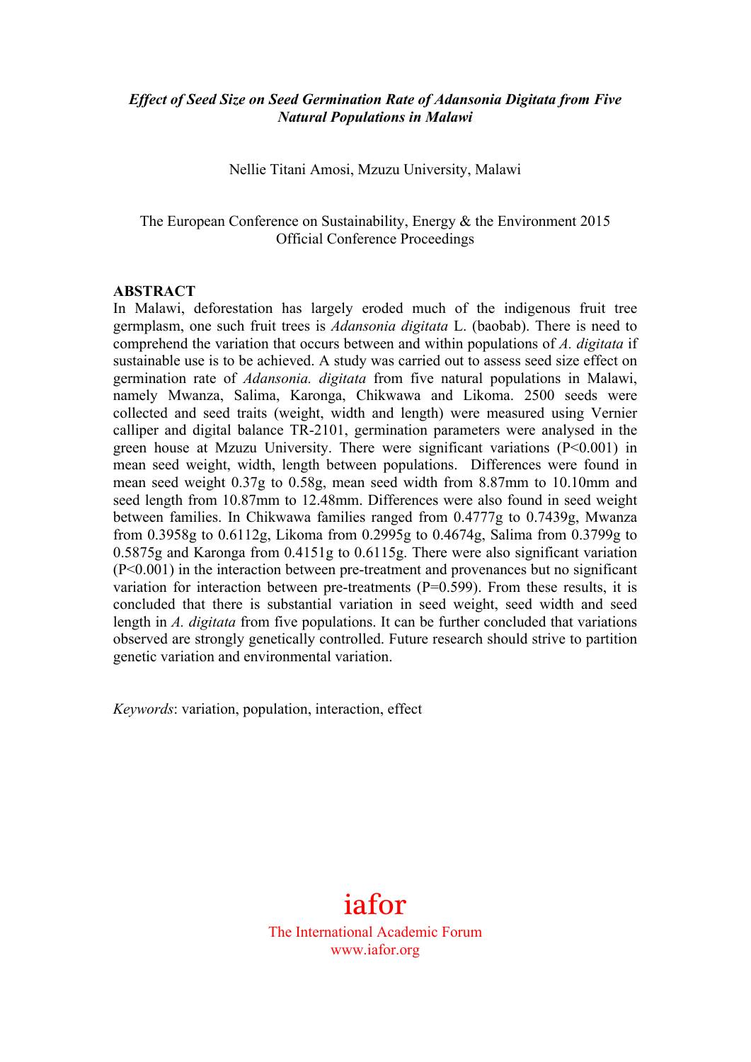***Effect of Seed Size on Seed Germination Rate of Adansonia Digitata from Five Natural Populations in Malawi***

Nellie Titani Amosi, Mzuzu University, Malawi

The European Conference on Sustainability, Energy & the Environment 2015
Official Conference Proceedings

**ABSTRACT**

In Malawi, deforestation has largely eroded much of the indigenous fruit tree germplasm, one such fruit trees is *Adansonia digitata* L. (baobab). There is need to comprehend the variation that occurs between and within populations of *A. digitata* if sustainable use is to be achieved. A study was carried out to assess seed size effect on germination rate of *Adansonia. digitata* from five natural populations in Malawi, namely Mwanza, Salima, Karonga, Chikwawa and Likoma. 2500 seeds were collected and seed traits (weight, width and length) were measured using Vernier calliper and digital balance TR-2101, germination parameters were analysed in the green house at Mzuzu University. There were significant variations ($P<0.001$) in mean seed weight, width, length between populations. Differences were found in mean seed weight 0.37g to 0.58g, mean seed width from 8.87mm to 10.10mm and seed length from 10.87mm to 12.48mm. Differences were also found in seed weight between families. In Chikwawa families ranged from 0.4777g to 0.7439g, Mwanza from 0.3958g to 0.6112g, Likoma from 0.2995g to 0.4674g, Salima from 0.3799g to 0.5875g and Karonga from 0.4151g to 0.6115g. There were also significant variation ($P<0.001$) in the interaction between pre-treatment and provenances but no significant variation for interaction between pre-treatments ($P=0.599$). From these results, it is concluded that there is substantial variation in seed weight, seed width and seed length in *A. digitata* from five populations. It can be further concluded that variations observed are strongly genetically controlled. Future research should strive to partition genetic variation and environmental variation.

*Keywords*: variation, population, interaction, effect

iafor
The International Academic Forum
www.iafor.org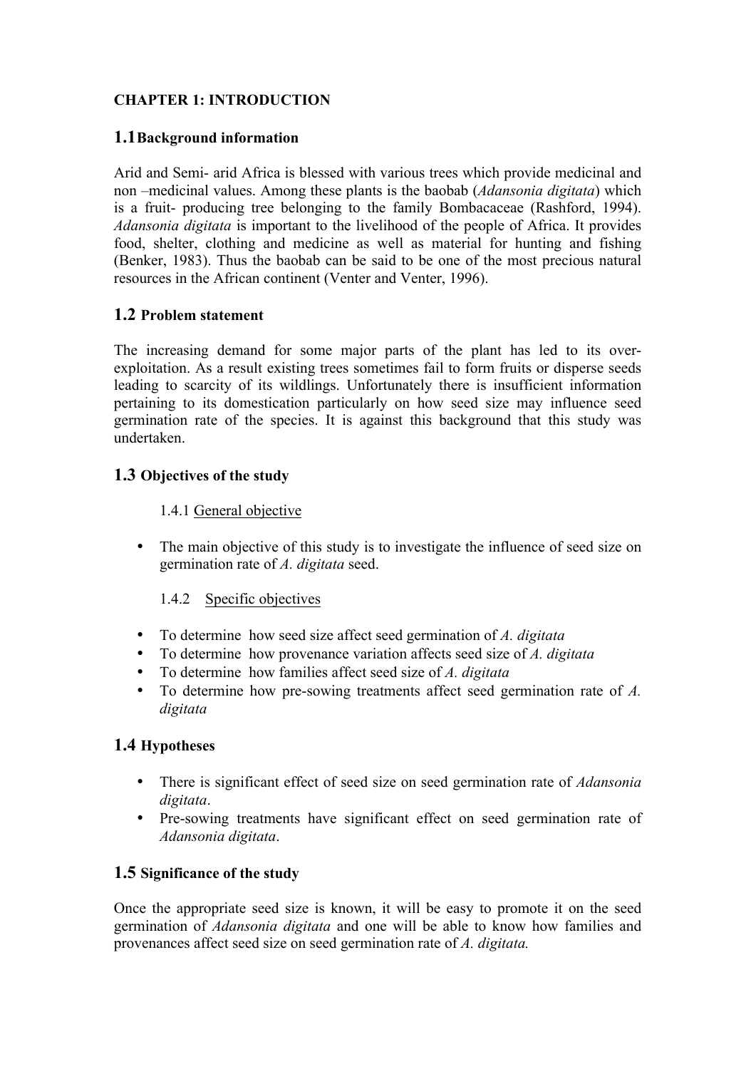# CHAPTER 1: INTRODUCTION

## 1.1 Background information

Arid and Semi- arid Africa is blessed with various trees which provide medicinal and non –medicinal values. Among these plants is the baobab (*Adansonia digitata*) which is a fruit- producing tree belonging to the family Bombacaceae (Rashford, 1994). *Adansonia digitata* is important to the livelihood of the people of Africa. It provides food, shelter, clothing and medicine as well as material for hunting and fishing (Benker, 1983). Thus the baobab can be said to be one of the most precious natural resources in the African continent (Venter and Venter, 1996).

## 1.2 Problem statement

The increasing demand for some major parts of the plant has led to its over-exploitation. As a result existing trees sometimes fail to form fruits or disperse seeds leading to scarcity of its wildlings. Unfortunately there is insufficient information pertaining to its domestication particularly on how seed size may influence seed germination rate of the species. It is against this background that this study was undertaken.

## 1.3 Objectives of the study

### 1.4.1 General objective

- The main objective of this study is to investigate the influence of seed size on germination rate of *A. digitata* seed.

### 1.4.2 Specific objectives

- To determine how seed size affect seed germination of *A. digitata*
- To determine how provenance variation affects seed size of *A. digitata*
- To determine how families affect seed size of *A. digitata*
- To determine how pre-sowing treatments affect seed germination rate of *A. digitata*

## 1.4 Hypotheses

- There is significant effect of seed size on seed germination rate of *Adansonia digitata*.
- Pre-sowing treatments have significant effect on seed germination rate of *Adansonia digitata*.

## 1.5 Significance of the study

Once the appropriate seed size is known, it will be easy to promote it on the seed germination of *Adansonia digitata* and one will be able to know how families and provenances affect seed size on seed germination rate of *A. digitata.*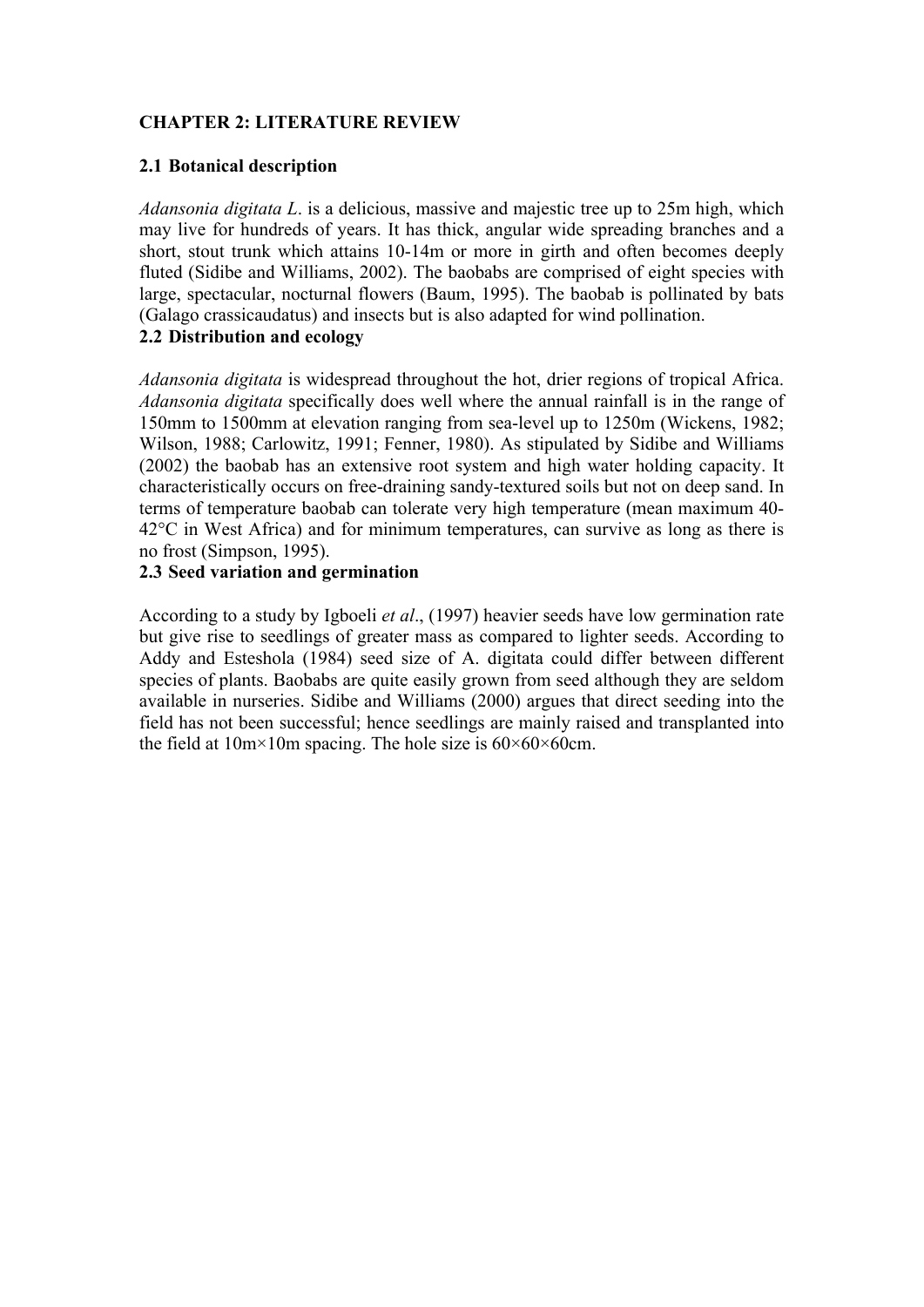# CHAPTER 2: LITERATURE REVIEW

## 2.1 Botanical description

*Adansonia digitata L*. is a delicious, massive and majestic tree up to 25m high, which may live for hundreds of years. It has thick, angular wide spreading branches and a short, stout trunk which attains 10-14m or more in girth and often becomes deeply fluted (Sidibe and Williams, 2002). The baobabs are comprised of eight species with large, spectacular, nocturnal flowers (Baum, 1995). The baobab is pollinated by bats (Galago crassicaudatus) and insects but is also adapted for wind pollination.

## 2.2 Distribution and ecology

*Adansonia digitata* is widespread throughout the hot, drier regions of tropical Africa. *Adansonia digitata* specifically does well where the annual rainfall is in the range of 150mm to 1500mm at elevation ranging from sea-level up to 1250m (Wickens, 1982; Wilson, 1988; Carlowitz, 1991; Fenner, 1980). As stipulated by Sidibe and Williams (2002) the baobab has an extensive root system and high water holding capacity. It characteristically occurs on free-draining sandy-textured soils but not on deep sand. In terms of temperature baobab can tolerate very high temperature (mean maximum 40-42°C in West Africa) and for minimum temperatures, can survive as long as there is no frost (Simpson, 1995).

## 2.3 Seed variation and germination

According to a study by Igboeli *et al*., (1997) heavier seeds have low germination rate but give rise to seedlings of greater mass as compared to lighter seeds. According to Addy and Esteshola (1984) seed size of A. digitata could differ between different species of plants. Baobabs are quite easily grown from seed although they are seldom available in nurseries. Sidibe and Williams (2000) argues that direct seeding into the field has not been successful; hence seedlings are mainly raised and transplanted into the field at 10m×10m spacing. The hole size is 60×60×60cm.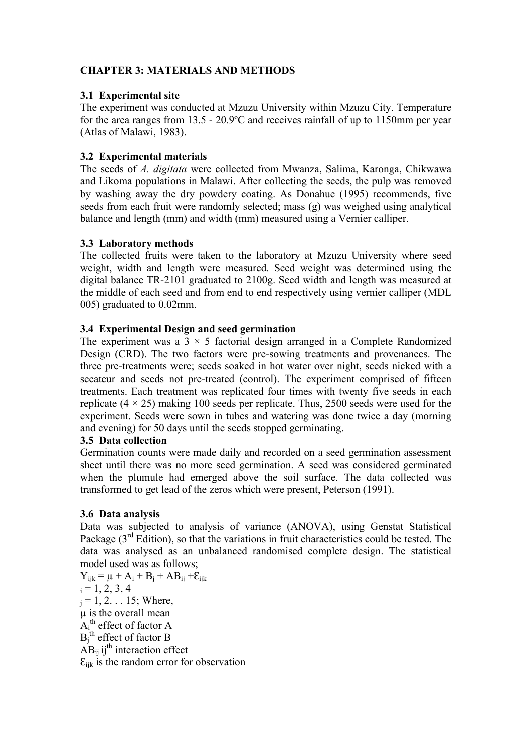## CHAPTER 3: MATERIALS AND METHODS

### 3.1 Experimental site

The experiment was conducted at Mzuzu University within Mzuzu City. Temperature for the area ranges from 13.5 - 20.9ºC and receives rainfall of up to 1150mm per year (Atlas of Malawi, 1983).

### 3.2 Experimental materials

The seeds of *A. digitata* were collected from Mwanza, Salima, Karonga, Chikwawa and Likoma populations in Malawi. After collecting the seeds, the pulp was removed by washing away the dry powdery coating. As Donahue (1995) recommends, five seeds from each fruit were randomly selected; mass (g) was weighed using analytical balance and length (mm) and width (mm) measured using a Vernier calliper.

### 3.3 Laboratory methods

The collected fruits were taken to the laboratory at Mzuzu University where seed weight, width and length were measured. Seed weight was determined using the digital balance TR-2101 graduated to 2100g. Seed width and length was measured at the middle of each seed and from end to end respectively using vernier calliper (MDL 005) graduated to 0.02mm.

### 3.4 Experimental Design and seed germination

The experiment was a 3 × 5 factorial design arranged in a Complete Randomized Design (CRD). The two factors were pre-sowing treatments and provenances. The three pre-treatments were; seeds soaked in hot water over night, seeds nicked with a secateur and seeds not pre-treated (control). The experiment comprised of fifteen treatments. Each treatment was replicated four times with twenty five seeds in each replicate (4 × 25) making 100 seeds per replicate. Thus, 2500 seeds were used for the experiment. Seeds were sown in tubes and watering was done twice a day (morning and evening) for 50 days until the seeds stopped germinating.

### 3.5 Data collection

Germination counts were made daily and recorded on a seed germination assessment sheet until there was no more seed germination. A seed was considered germinated when the plumule had emerged above the soil surface. The data collected was transformed to get lead of the zeros which were present, Peterson (1991).

### 3.6 Data analysis

Data was subjected to analysis of variance (ANOVA), using Genstat Statistical Package (3rd Edition), so that the variations in fruit characteristics could be tested. The data was analysed as an unbalanced randomised complete design. The statistical model used was as follows;

$$Y_{ijk} = \mu + A_i + B_j + AB_{ij} + \varepsilon_{ijk}$$

$_i = 1, 2, 3, 4$

$_j = 1, 2. . . 15$; Where,

$\mu$ is the overall mean

$A_i^{th}$ effect of factor A

$B_j^{th}$ effect of factor B

$AB_{ij}$ $ij^{th}$ interaction effect

$\varepsilon_{ijk}$ is the random error for observation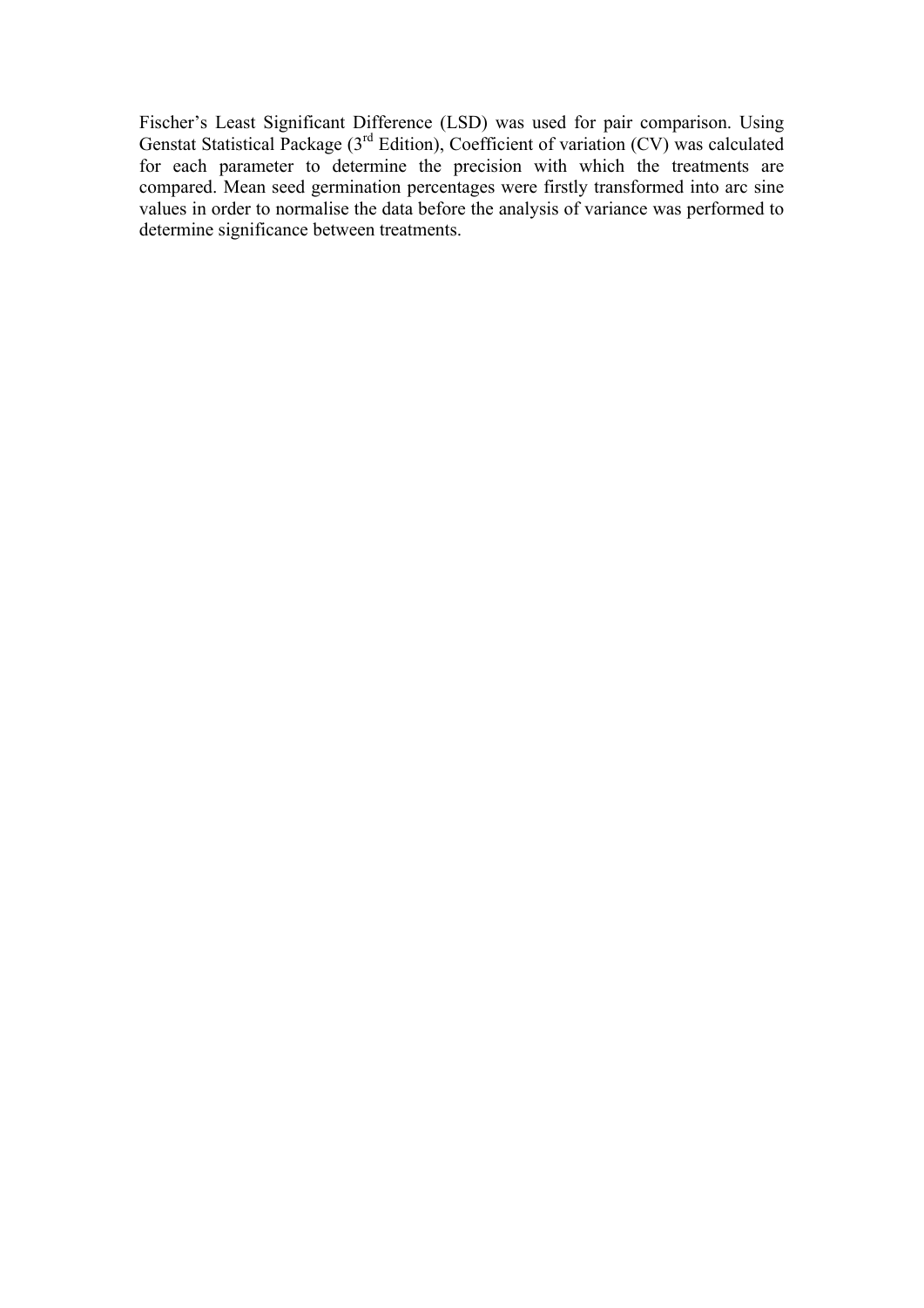Fischer's Least Significant Difference (LSD) was used for pair comparison. Using Genstat Statistical Package (3rd Edition), Coefficient of variation (CV) was calculated for each parameter to determine the precision with which the treatments are compared. Mean seed germination percentages were firstly transformed into arc sine values in order to normalise the data before the analysis of variance was performed to determine significance between treatments.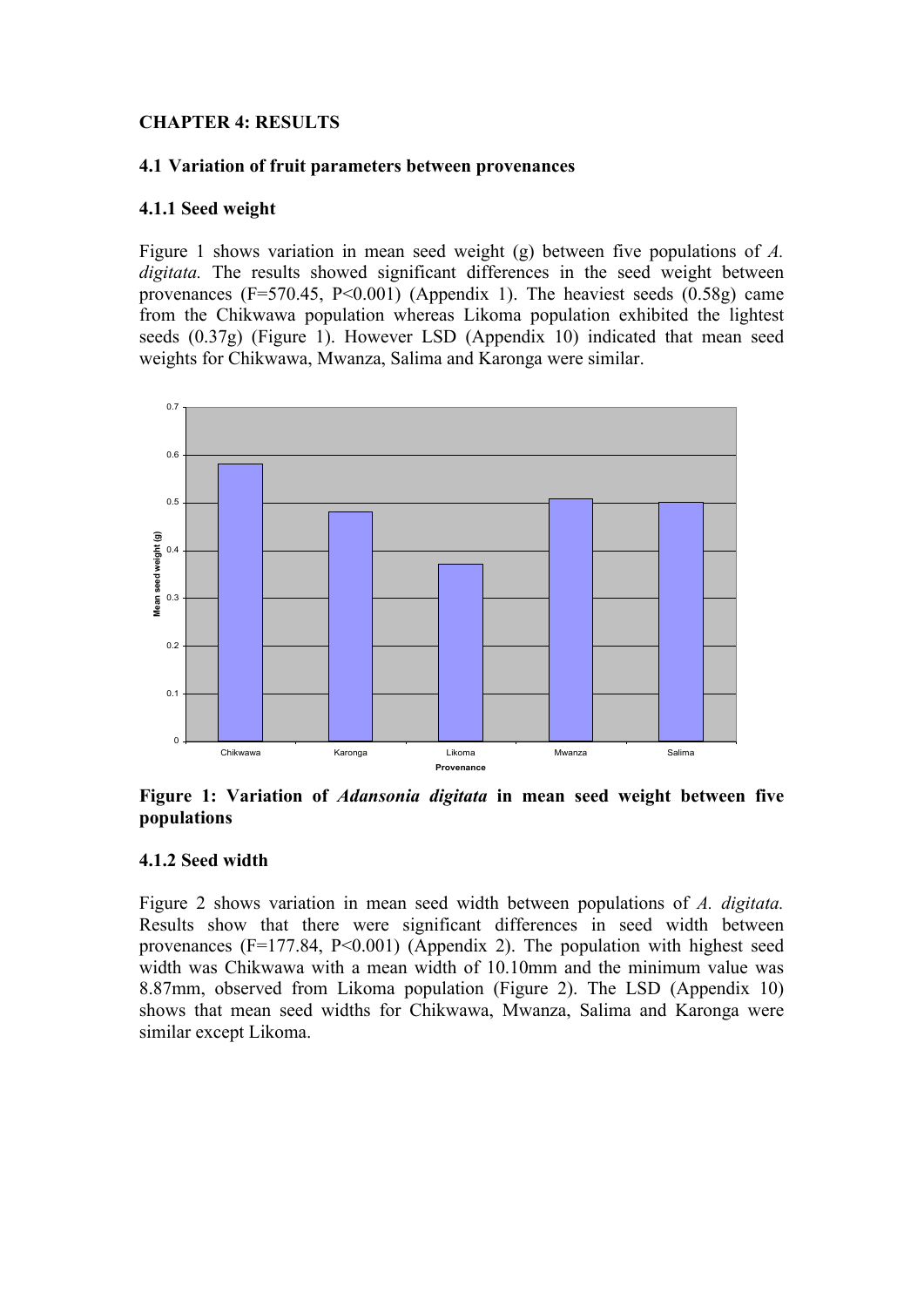# CHAPTER 4: RESULTS

## 4.1 Variation of fruit parameters between provenances

### 4.1.1 Seed weight

Figure 1 shows variation in mean seed weight (g) between five populations of *A. digitata.* The results showed significant differences in the seed weight between provenances ($F=570.45$, $P<0.001$) (Appendix 1). The heaviest seeds (0.58g) came from the Chikwawa population whereas Likoma population exhibited the lightest seeds (0.37g) (Figure 1). However LSD (Appendix 10) indicated that mean seed weights for Chikwawa, Mwanza, Salima and Karonga were similar.

Mean seed weight (g)

0.7
0.6
0.5
0.4
0.3
0.2
0.1
0

Chikwawa
Karonga
Likoma
Mwanza
Salima

Provenance

**Figure 1: Variation of *Adansonia digitata* in mean seed weight between five populations**

### 4.1.2 Seed width

Figure 2 shows variation in mean seed width between populations of *A. digitata.* Results show that there were significant differences in seed width between provenances ($F=177.84$, $P<0.001$) (Appendix 2). The population with highest seed width was Chikwawa with a mean width of 10.10mm and the minimum value was 8.87mm, observed from Likoma population (Figure 2). The LSD (Appendix 10) shows that mean seed widths for Chikwawa, Mwanza, Salima and Karonga were similar except Likoma.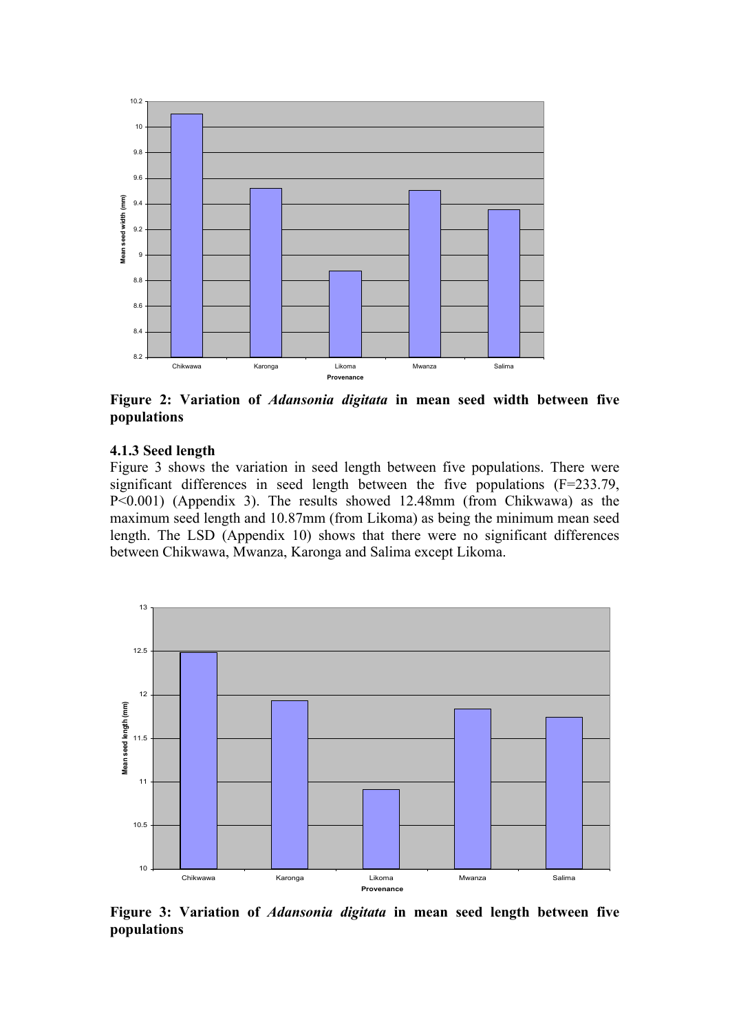10.2
10
9.8
9.6
9.4
9.2
9
8.8
8.6
8.4
8.2

Mean seed width (mm)

Chikwawa Karonga Likoma Mwanza Salima

Provenance

**Figure 2: Variation of *Adansonia digitata* in mean seed width between five populations**

### 4.1.3 Seed length

Figure 3 shows the variation in seed length between five populations. There were significant differences in seed length between the five populations (F=233.79, P<0.001) (Appendix 3). The results showed 12.48mm (from Chikwawa) as the maximum seed length and 10.87mm (from Likoma) as being the minimum mean seed length. The LSD (Appendix 10) shows that there were no significant differences between Chikwawa, Mwanza, Karonga and Salima except Likoma.

13
12.5
12
11.5
11
10.5
10

Mean seed length (mm)

Chikwawa Karonga Likoma Mwanza Salima

Provenance

**Figure 3: Variation of *Adansonia digitata* in mean seed length between five populations**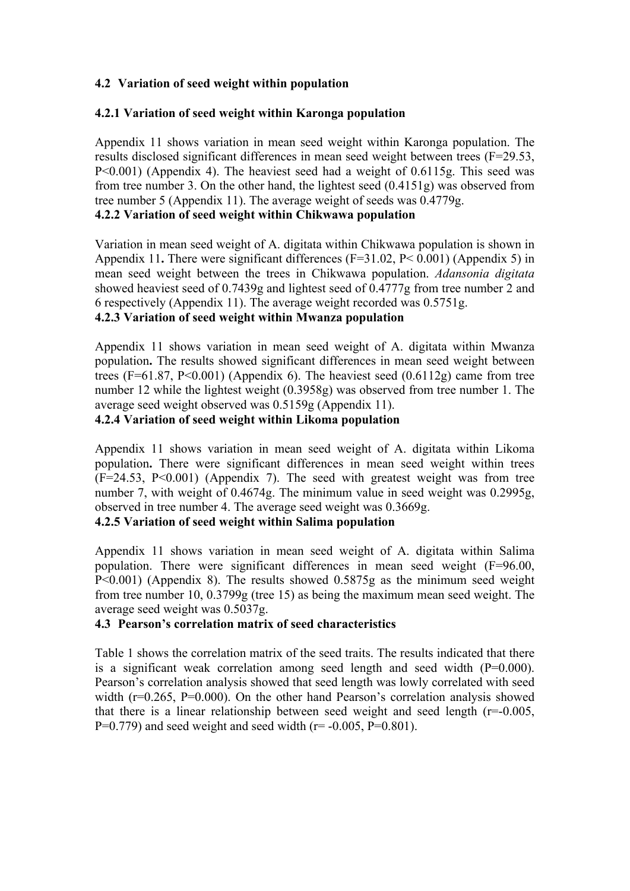## 4.2 Variation of seed weight within population

### 4.2.1 Variation of seed weight within Karonga population

Appendix 11 shows variation in mean seed weight within Karonga population. The results disclosed significant differences in mean seed weight between trees ($F=29.53$, $P<0.001$) (Appendix 4). The heaviest seed had a weight of 0.6115g. This seed was from tree number 3. On the other hand, the lightest seed (0.4151g) was observed from tree number 5 (Appendix 11). The average weight of seeds was 0.4779g.

### 4.2.2 Variation of seed weight within Chikwawa population

Variation in mean seed weight of A. digitata within Chikwawa population is shown in Appendix 11**.** There were significant differences ($F=31.02$, $P< 0.001$) (Appendix 5) in mean seed weight between the trees in Chikwawa population. *Adansonia digitata* showed heaviest seed of 0.7439g and lightest seed of 0.4777g from tree number 2 and 6 respectively (Appendix 11). The average weight recorded was 0.5751g.

### 4.2.3 Variation of seed weight within Mwanza population

Appendix 11 shows variation in mean seed weight of A. digitata within Mwanza population**.** The results showed significant differences in mean seed weight between trees ($F=61.87$, $P<0.001$) (Appendix 6). The heaviest seed (0.6112g) came from tree number 12 while the lightest weight (0.3958g) was observed from tree number 1. The average seed weight observed was 0.5159g (Appendix 11).

### 4.2.4 Variation of seed weight within Likoma population

Appendix 11 shows variation in mean seed weight of A. digitata within Likoma population**.** There were significant differences in mean seed weight within trees ($F=24.53$, $P<0.001$) (Appendix 7). The seed with greatest weight was from tree number 7, with weight of 0.4674g. The minimum value in seed weight was 0.2995g, observed in tree number 4. The average seed weight was 0.3669g.

### 4.2.5 Variation of seed weight within Salima population

Appendix 11 shows variation in mean seed weight of A. digitata within Salima population. There were significant differences in mean seed weight ($F=96.00$, $P<0.001$) (Appendix 8). The results showed 0.5875g as the minimum seed weight from tree number 10, 0.3799g (tree 15) as being the maximum mean seed weight. The average seed weight was 0.5037g.

## 4.3 Pearson's correlation matrix of seed characteristics

Table 1 shows the correlation matrix of the seed traits. The results indicated that there is a significant weak correlation among seed length and seed width ($P=0.000$). Pearson's correlation analysis showed that seed length was lowly correlated with seed width ($r=0.265$, $P=0.000$). On the other hand Pearson's correlation analysis showed that there is a linear relationship between seed weight and seed length ($r=-0.005$, $P=0.779$) and seed weight and seed width ($r= -0.005$, $P=0.801$).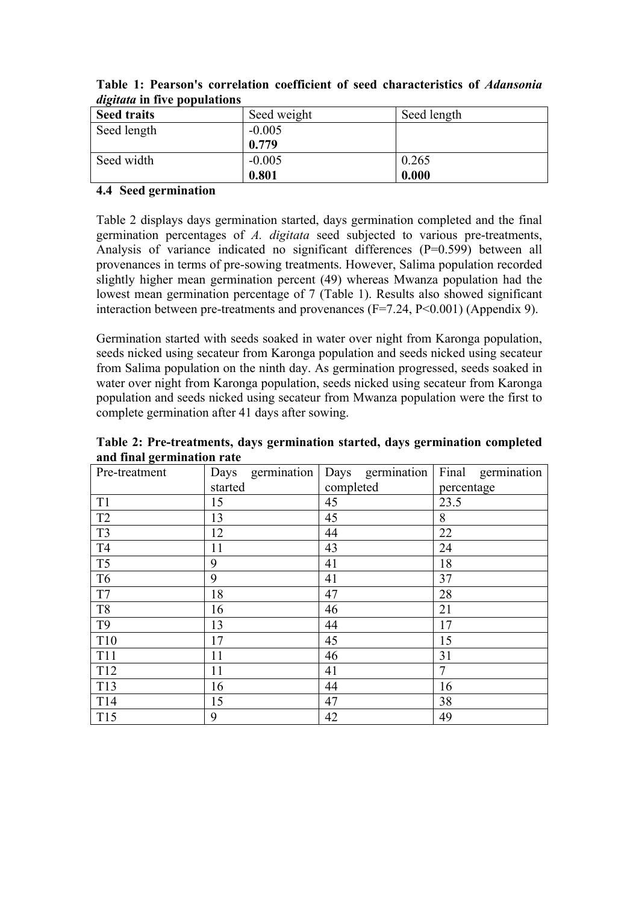**Table 1: Pearson's correlation coefficient of seed characteristics of *Adansonia digitata* in five populations**

| Seed traits | Seed weight | Seed length |
|---|---|---|
| Seed length | -0.005<br>**0.779** | |
| Seed width | -0.005<br>**0.801** | 0.265<br>**0.000** |

### 4.4 Seed germination

Table 2 displays days germination started, days germination completed and the final germination percentages of *A. digitata* seed subjected to various pre-treatments, Analysis of variance indicated no significant differences (P=0.599) between all provenances in terms of pre-sowing treatments. However, Salima population recorded slightly higher mean germination percent (49) whereas Mwanza population had the lowest mean germination percentage of 7 (Table 1). Results also showed significant interaction between pre-treatments and provenances (F=7.24, P<0.001) (Appendix 9).

Germination started with seeds soaked in water over night from Karonga population, seeds nicked using secateur from Karonga population and seeds nicked using secateur from Salima population on the ninth day. As germination progressed, seeds soaked in water over night from Karonga population, seeds nicked using secateur from Karonga population and seeds nicked using secateur from Mwanza population were the first to complete germination after 41 days after sowing.

**Table 2: Pre-treatments, days germination started, days germination completed and final germination rate**

| Pre-treatment | Days germination started | Days germination completed | Final germination percentage |
|---|---|---|---|
| T1 | 15 | 45 | 23.5 |
| T2 | 13 | 45 | 8 |
| T3 | 12 | 44 | 22 |
| T4 | 11 | 43 | 24 |
| T5 | 9 | 41 | 18 |
| T6 | 9 | 41 | 37 |
| T7 | 18 | 47 | 28 |
| T8 | 16 | 46 | 21 |
| T9 | 13 | 44 | 17 |
| T10 | 17 | 45 | 15 |
| T11 | 11 | 46 | 31 |
| T12 | 11 | 41 | 7 |
| T13 | 16 | 44 | 16 |
| T14 | 15 | 47 | 38 |
| T15 | 9 | 42 | 49 |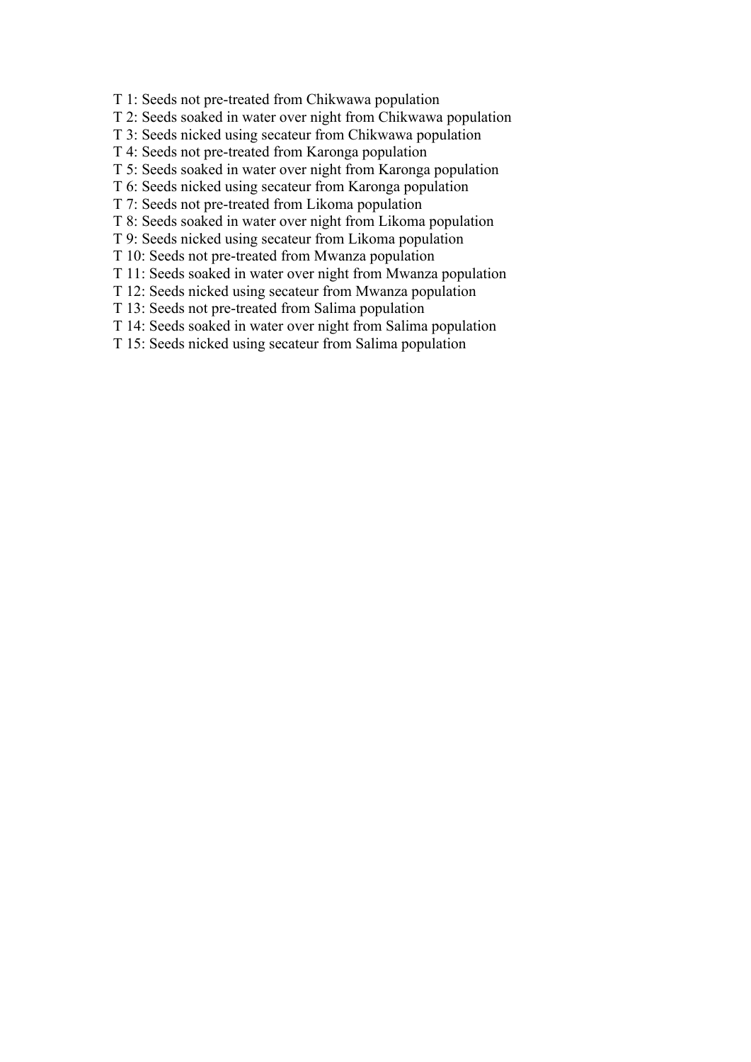T 1: Seeds not pre-treated from Chikwawa population
T 2: Seeds soaked in water over night from Chikwawa population
T 3: Seeds nicked using secateur from Chikwawa population
T 4: Seeds not pre-treated from Karonga population
T 5: Seeds soaked in water over night from Karonga population
T 6: Seeds nicked using secateur from Karonga population
T 7: Seeds not pre-treated from Likoma population
T 8: Seeds soaked in water over night from Likoma population
T 9: Seeds nicked using secateur from Likoma population
T 10: Seeds not pre-treated from Mwanza population
T 11: Seeds soaked in water over night from Mwanza population
T 12: Seeds nicked using secateur from Mwanza population
T 13: Seeds not pre-treated from Salima population
T 14: Seeds soaked in water over night from Salima population
T 15: Seeds nicked using secateur from Salima population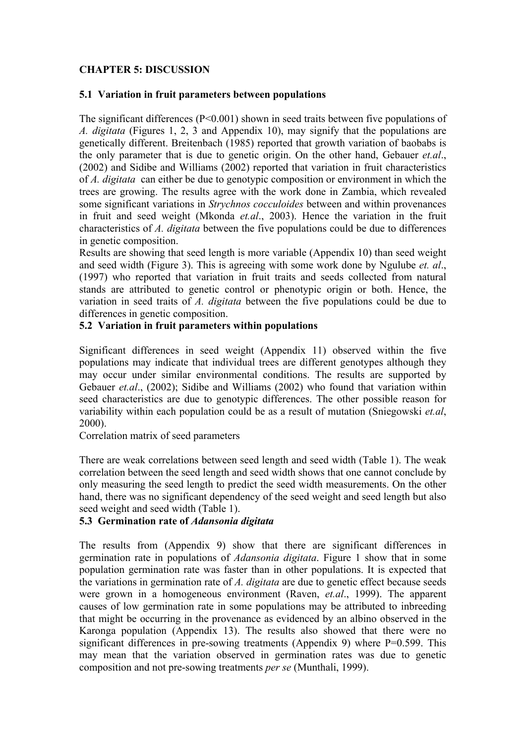## CHAPTER 5: DISCUSSION

### 5.1 Variation in fruit parameters between populations

The significant differences ($P<0.001$) shown in seed traits between five populations of *A. digitata* (Figures 1, 2, 3 and Appendix 10), may signify that the populations are genetically different. Breitenbach (1985) reported that growth variation of baobabs is the only parameter that is due to genetic origin. On the other hand, Gebauer *et.al*., (2002) and Sidibe and Williams (2002) reported that variation in fruit characteristics of *A. digitata* can either be due to genotypic composition or environment in which the trees are growing. The results agree with the work done in Zambia, which revealed some significant variations in *Strychnos cocculoides* between and within provenances in fruit and seed weight (Mkonda *et.al*., 2003). Hence the variation in the fruit characteristics of *A. digitata* between the five populations could be due to differences in genetic composition.

Results are showing that seed length is more variable (Appendix 10) than seed weight and seed width (Figure 3). This is agreeing with some work done by Ngulube *et. al*., (1997) who reported that variation in fruit traits and seeds collected from natural stands are attributed to genetic control or phenotypic origin or both. Hence, the variation in seed traits of *A. digitata* between the five populations could be due to differences in genetic composition.

### 5.2 Variation in fruit parameters within populations

Significant differences in seed weight (Appendix 11) observed within the five populations may indicate that individual trees are different genotypes although they may occur under similar environmental conditions. The results are supported by Gebauer *et.al*., (2002); Sidibe and Williams (2002) who found that variation within seed characteristics are due to genotypic differences. The other possible reason for variability within each population could be as a result of mutation (Sniegowski *et.al*, 2000).

Correlation matrix of seed parameters

There are weak correlations between seed length and seed width (Table 1). The weak correlation between the seed length and seed width shows that one cannot conclude by only measuring the seed length to predict the seed width measurements. On the other hand, there was no significant dependency of the seed weight and seed length but also seed weight and seed width (Table 1).

### 5.3 Germination rate of *Adansonia digitata*

The results from (Appendix 9) show that there are significant differences in germination rate in populations of *Adansonia digitata*. Figure 1 show that in some population germination rate was faster than in other populations. It is expected that the variations in germination rate of *A. digitata* are due to genetic effect because seeds were grown in a homogeneous environment (Raven, *et.al*., 1999). The apparent causes of low germination rate in some populations may be attributed to inbreeding that might be occurring in the provenance as evidenced by an albino observed in the Karonga population (Appendix 13). The results also showed that there were no significant differences in pre-sowing treatments (Appendix 9) where $P=0.599$. This may mean that the variation observed in germination rates was due to genetic composition and not pre-sowing treatments *per se* (Munthali, 1999).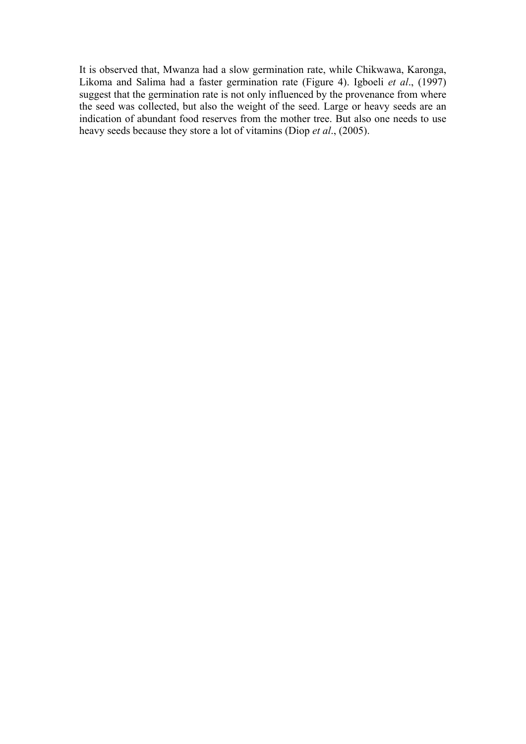It is observed that, Mwanza had a slow germination rate, while Chikwawa, Karonga, Likoma and Salima had a faster germination rate (Figure 4). Igboeli *et al*., (1997) suggest that the germination rate is not only influenced by the provenance from where the seed was collected, but also the weight of the seed. Large or heavy seeds are an indication of abundant food reserves from the mother tree. But also one needs to use heavy seeds because they store a lot of vitamins (Diop *et al*., (2005).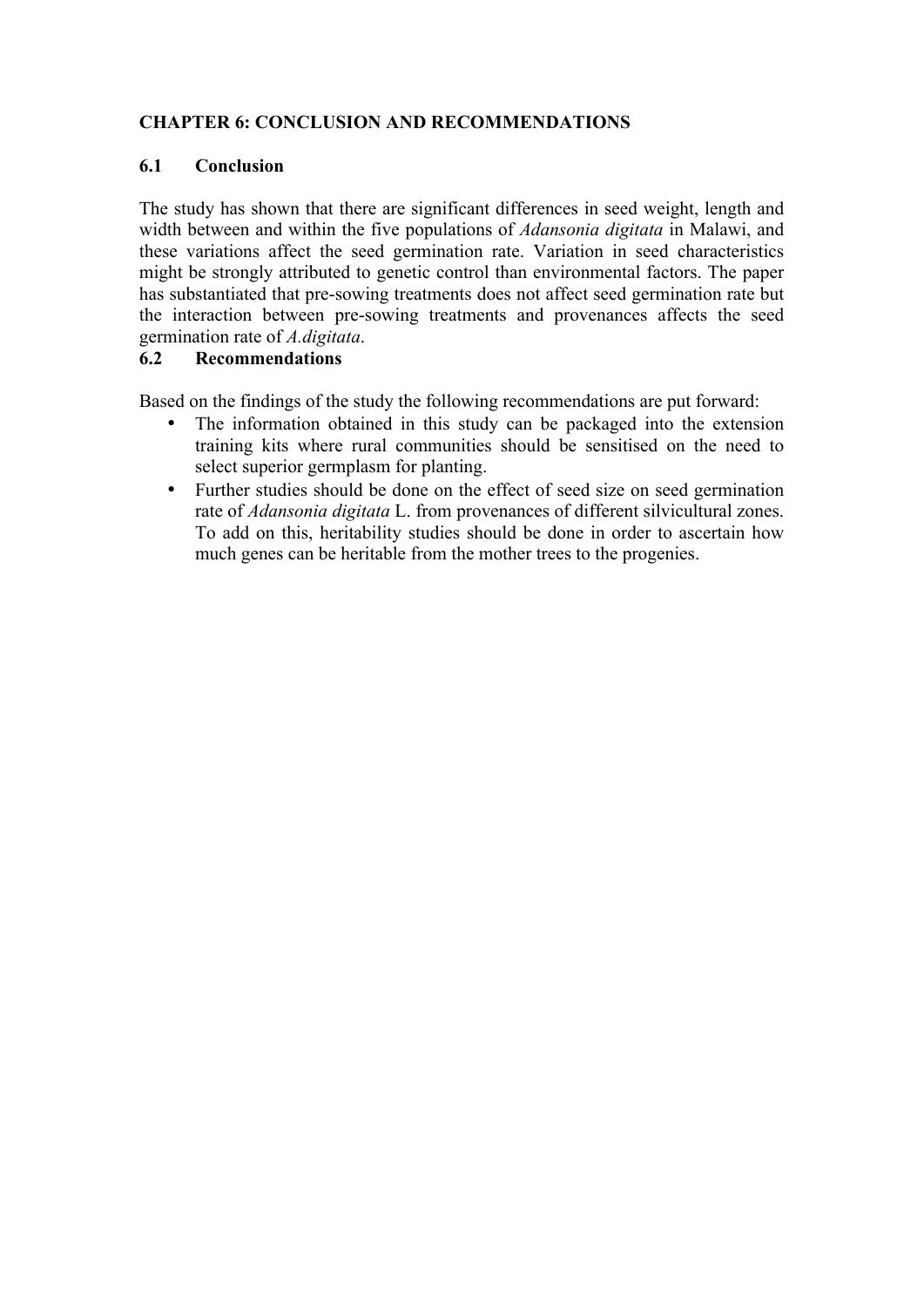# CHAPTER 6: CONCLUSION AND RECOMMENDATIONS

## 6.1 Conclusion

The study has shown that there are significant differences in seed weight, length and width between and within the five populations of *Adansonia digitata* in Malawi, and these variations affect the seed germination rate. Variation in seed characteristics might be strongly attributed to genetic control than environmental factors. The paper has substantiated that pre-sowing treatments does not affect seed germination rate but the interaction between pre-sowing treatments and provenances affects the seed germination rate of *A.digitata*.

## 6.2 Recommendations

Based on the findings of the study the following recommendations are put forward:

- The information obtained in this study can be packaged into the extension training kits where rural communities should be sensitised on the need to select superior germplasm for planting.
- Further studies should be done on the effect of seed size on seed germination rate of *Adansonia digitata* L. from provenances of different silvicultural zones. To add on this, heritability studies should be done in order to ascertain how much genes can be heritable from the mother trees to the progenies.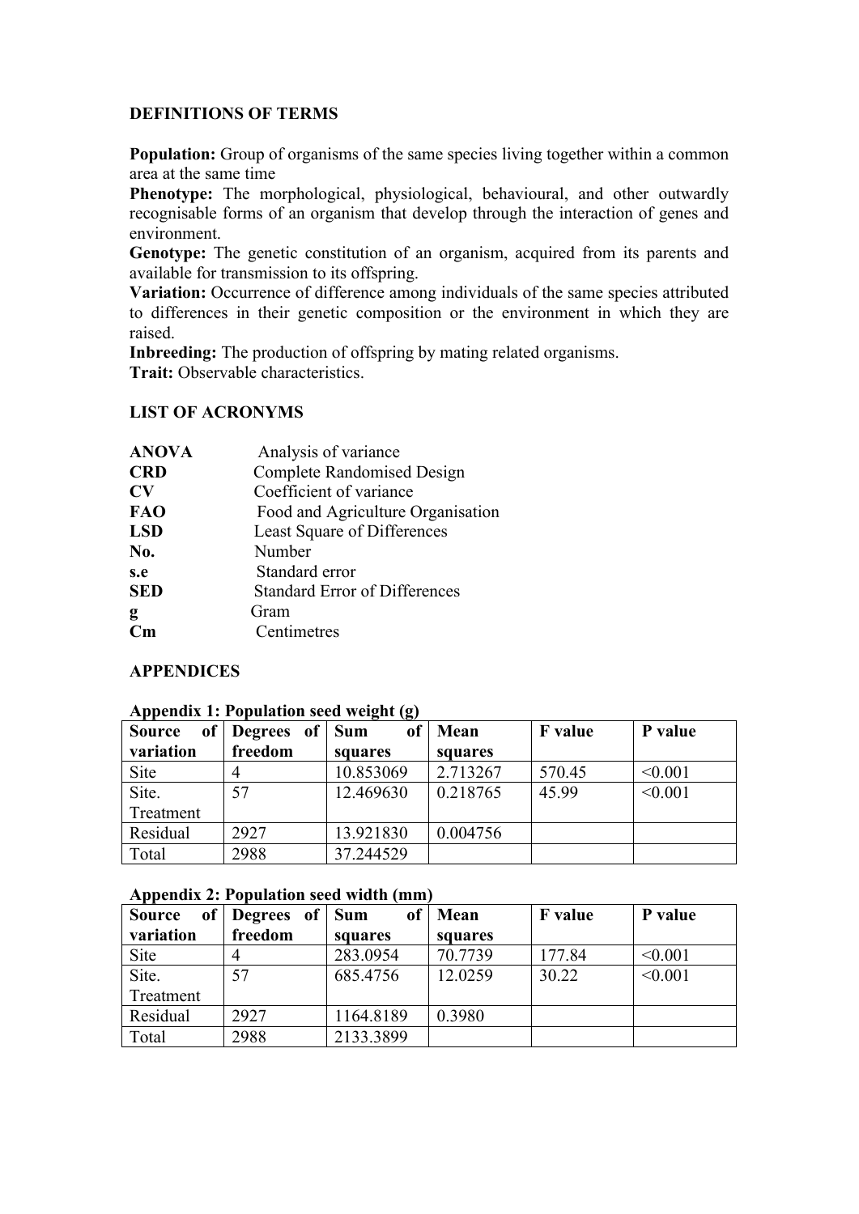## DEFINITIONS OF TERMS

**Population:** Group of organisms of the same species living together within a common area at the same time

**Phenotype:** The morphological, physiological, behavioural, and other outwardly recognisable forms of an organism that develop through the interaction of genes and environment.

**Genotype:** The genetic constitution of an organism, acquired from its parents and available for transmission to its offspring.

**Variation:** Occurrence of difference among individuals of the same species attributed to differences in their genetic composition or the environment in which they are raised.

**Inbreeding:** The production of offspring by mating related organisms.

**Trait:** Observable characteristics.

## LIST OF ACRONYMS

| | |
|---|---|
| **ANOVA** | Analysis of variance |
| **CRD** | Complete Randomised Design |
| **CV** | Coefficient of variance |
| **FAO** | Food and Agriculture Organisation |
| **LSD** | Least Square of Differences |
| **No.** | Number |
| **s.e** | Standard error |
| **SED** | Standard Error of Differences |
| **g** | Gram |
| **Cm** | Centimetres |

## APPENDICES

**Appendix 1: Population seed weight (g)**

| Source of variation | Degrees of freedom | Sum of squares | Mean squares | F value | P value |
|---|---|---|---|---|---|
| Site | 4 | 10.853069 | 2.713267 | 570.45 | <0.001 |
| Site. Treatment | 57 | 12.469630 | 0.218765 | 45.99 | <0.001 |
| Residual | 2927 | 13.921830 | 0.004756 | | |
| Total | 2988 | 37.244529 | | | |

**Appendix 2: Population seed width (mm)**

| Source of variation | Degrees of freedom | Sum of squares | Mean squares | F value | P value |
|---|---|---|---|---|---|
| Site | 4 | 283.0954 | 70.7739 | 177.84 | <0.001 |
| Site. Treatment | 57 | 685.4756 | 12.0259 | 30.22 | <0.001 |
| Residual | 2927 | 1164.8189 | 0.3980 | | |
| Total | 2988 | 2133.3899 | | | |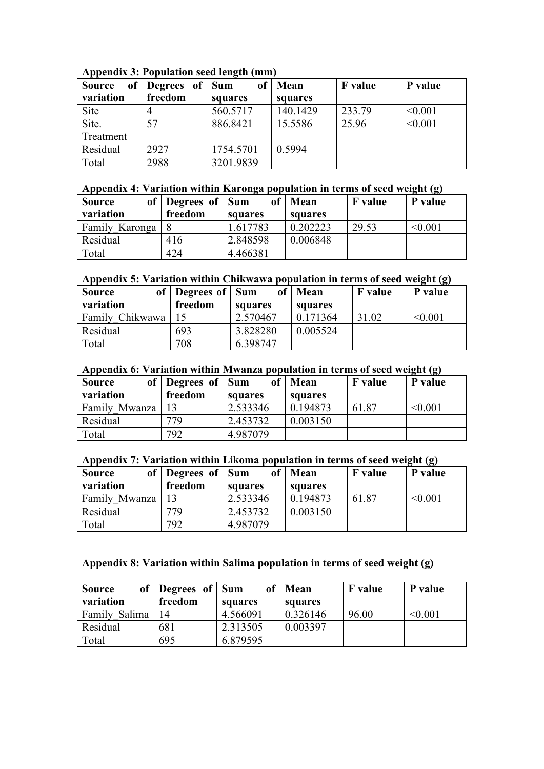**Appendix 3: Population seed length (mm)**

| Source of variation | Degrees of freedom | Sum of squares | Mean squares | F value | P value |
|---|---|---|---|---|---|
| Site | 4 | 560.5717 | 140.1429 | 233.79 | <0.001 |
| Site. Treatment | 57 | 886.8421 | 15.5586 | 25.96 | <0.001 |
| Residual | 2927 | 1754.5701 | 0.5994 | | |
| Total | 2988 | 3201.9839 | | | |

**Appendix 4: Variation within Karonga population in terms of seed weight (g)**

| Source of variation | Degrees of freedom | Sum of squares | Mean squares | F value | P value |
|---|---|---|---|---|---|
| Family_Karonga | 8 | 1.617783 | 0.202223 | 29.53 | <0.001 |
| Residual | 416 | 2.848598 | 0.006848 | | |
| Total | 424 | 4.466381 | | | |

**Appendix 5: Variation within Chikwawa population in terms of seed weight (g)**

| Source of variation | Degrees of freedom | Sum of squares | Mean squares | F value | P value |
|---|---|---|---|---|---|
| Family_Chikwawa | 15 | 2.570467 | 0.171364 | 31.02 | <0.001 |
| Residual | 693 | 3.828280 | 0.005524 | | |
| Total | 708 | 6.398747 | | | |

**Appendix 6: Variation within Mwanza population in terms of seed weight (g)**

| Source of variation | Degrees of freedom | Sum of squares | Mean squares | F value | P value |
|---|---|---|---|---|---|
| Family_Mwanza | 13 | 2.533346 | 0.194873 | 61.87 | <0.001 |
| Residual | 779 | 2.453732 | 0.003150 | | |
| Total | 792 | 4.987079 | | | |

**Appendix 7: Variation within Likoma population in terms of seed weight (g)**

| Source of variation | Degrees of freedom | Sum of squares | Mean squares | F value | P value |
|---|---|---|---|---|---|
| Family_Mwanza | 13 | 2.533346 | 0.194873 | 61.87 | <0.001 |
| Residual | 779 | 2.453732 | 0.003150 | | |
| Total | 792 | 4.987079 | | | |

**Appendix 8: Variation within Salima population in terms of seed weight (g)**

| Source of variation | Degrees of freedom | Sum of squares | Mean squares | F value | P value |
|---|---|---|---|---|---|
| Family_Salima | 14 | 4.566091 | 0.326146 | 96.00 | <0.001 |
| Residual | 681 | 2.313505 | 0.003397 | | |
| Total | 695 | 6.879595 | | | |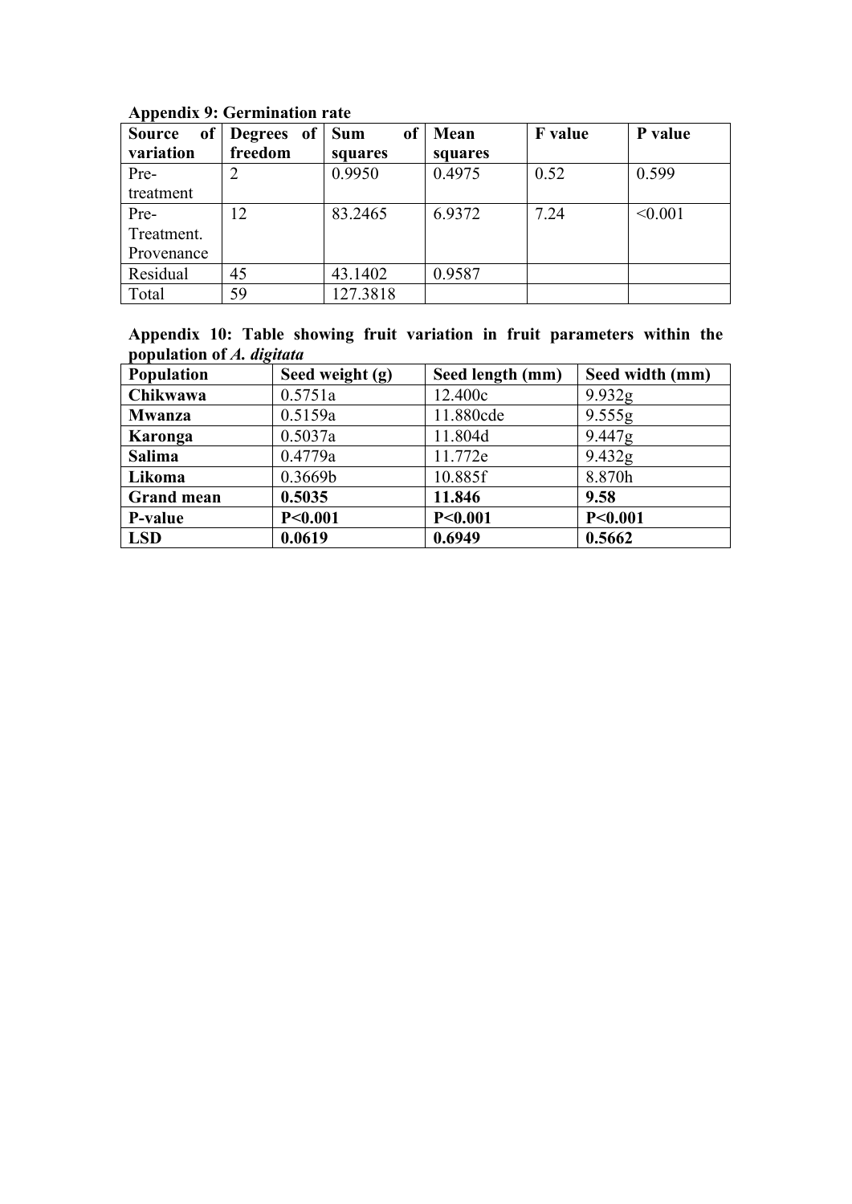**Appendix 9: Germination rate**

| Source of variation | Degrees of freedom | Sum of squares | Mean squares | F value | P value |
|---|---|---|---|---|---|
| Pre-treatment | 2 | 0.9950 | 0.4975 | 0.52 | 0.599 |
| Pre-Treatment. Provenance | 12 | 83.2465 | 6.9372 | 7.24 | <0.001 |
| Residual | 45 | 43.1402 | 0.9587 | | |
| Total | 59 | 127.3818 | | | |

**Appendix 10: Table showing fruit variation in fruit parameters within the population of *A. digitata***

| Population | Seed weight (g) | Seed length (mm) | Seed width (mm) |
|---|---|---|---|
| **Chikwawa** | 0.5751a | 12.400c | 9.932g |
| **Mwanza** | 0.5159a | 11.880cde | 9.555g |
| **Karonga** | 0.5037a | 11.804d | 9.447g |
| **Salima** | 0.4779a | 11.772e | 9.432g |
| **Likoma** | 0.3669b | 10.885f | 8.870h |
| **Grand mean** | **0.5035** | **11.846** | **9.58** |
| **P-value** | **P<0.001** | **P<0.001** | **P<0.001** |
| **LSD** | **0.0619** | **0.6949** | **0.5662** |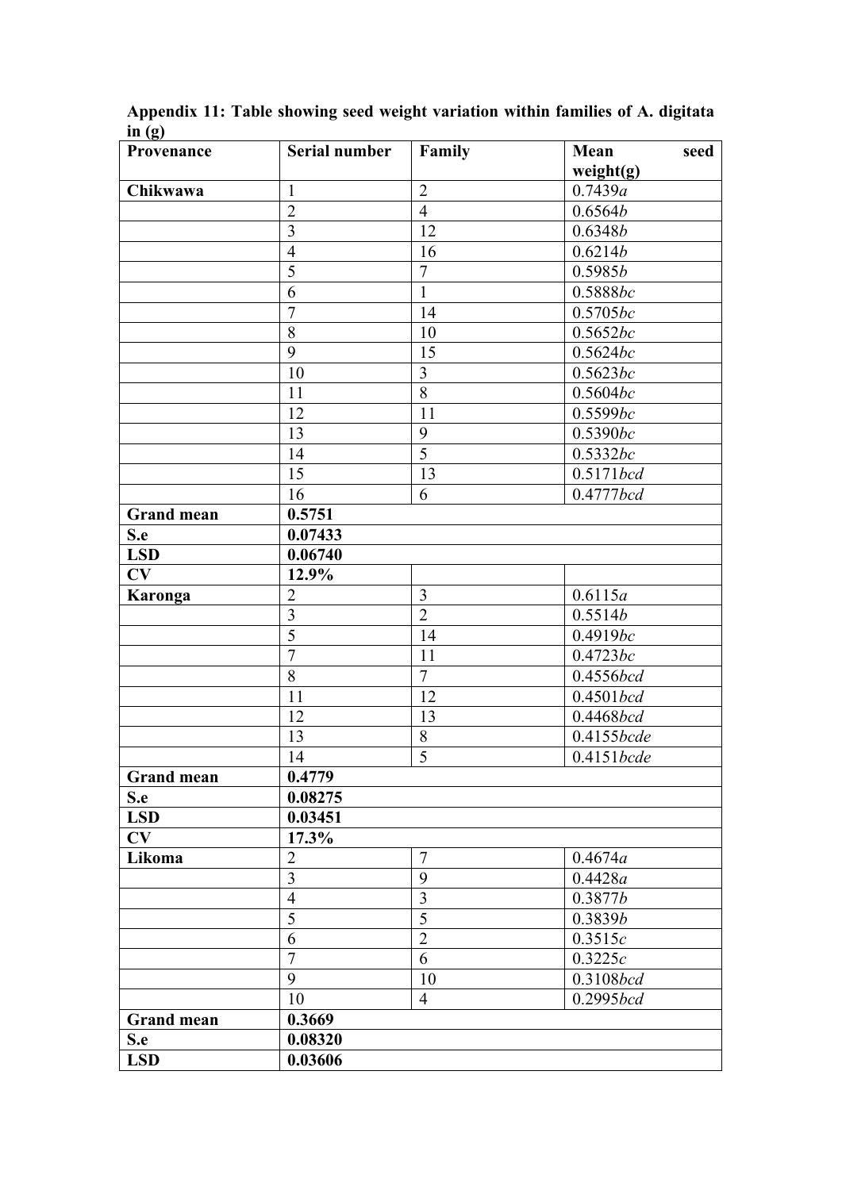**Appendix 11: Table showing seed weight variation within families of A. digitata in (g)**

| Provenance | Serial number | Family | Mean seed weight(g) |
|---|---|---|---|
| **Chikwawa** | 1 | 2 | 0.7439*a* |
| | 2 | 4 | 0.6564*b* |
| | 3 | 12 | 0.6348*b* |
| | 4 | 16 | 0.6214*b* |
| | 5 | 7 | 0.5985*b* |
| | 6 | 1 | 0.5888*bc* |
| | 7 | 14 | 0.5705*bc* |
| | 8 | 10 | 0.5652*bc* |
| | 9 | 15 | 0.5624*bc* |
| | 10 | 3 | 0.5623*bc* |
| | 11 | 8 | 0.5604*bc* |
| | 12 | 11 | 0.5599*bc* |
| | 13 | 9 | 0.5390*bc* |
| | 14 | 5 | 0.5332*bc* |
| | 15 | 13 | 0.5171*bcd* |
| | 16 | 6 | 0.4777*bcd* |
| **Grand mean** | **0.5751** | | |
| **S.e** | **0.07433** | | |
| **LSD** | **0.06740** | | |
| **CV** | **12.9%** | | |
| **Karonga** | 2 | 3 | 0.6115*a* |
| | 3 | 2 | 0.5514*b* |
| | 5 | 14 | 0.4919*bc* |
| | 7 | 11 | 0.4723*bc* |
| | 8 | 7 | 0.4556*bcd* |
| | 11 | 12 | 0.4501*bcd* |
| | 12 | 13 | 0.4468*bcd* |
| | 13 | 8 | 0.4155*bcde* |
| | 14 | 5 | 0.4151*bcde* |
| **Grand mean** | **0.4779** | | |
| **S.e** | **0.08275** | | |
| **LSD** | **0.03451** | | |
| **CV** | **17.3%** | | |
| **Likoma** | 2 | 7 | 0.4674*a* |
| | 3 | 9 | 0.4428*a* |
| | 4 | 3 | 0.3877*b* |
| | 5 | 5 | 0.3839*b* |
| | 6 | 2 | 0.3515*c* |
| | 7 | 6 | 0.3225*c* |
| | 9 | 10 | 0.3108*bcd* |
| | 10 | 4 | 0.2995*bcd* |
| **Grand mean** | **0.3669** | | |
| **S.e** | **0.08320** | | |
| **LSD** | **0.03606** | | |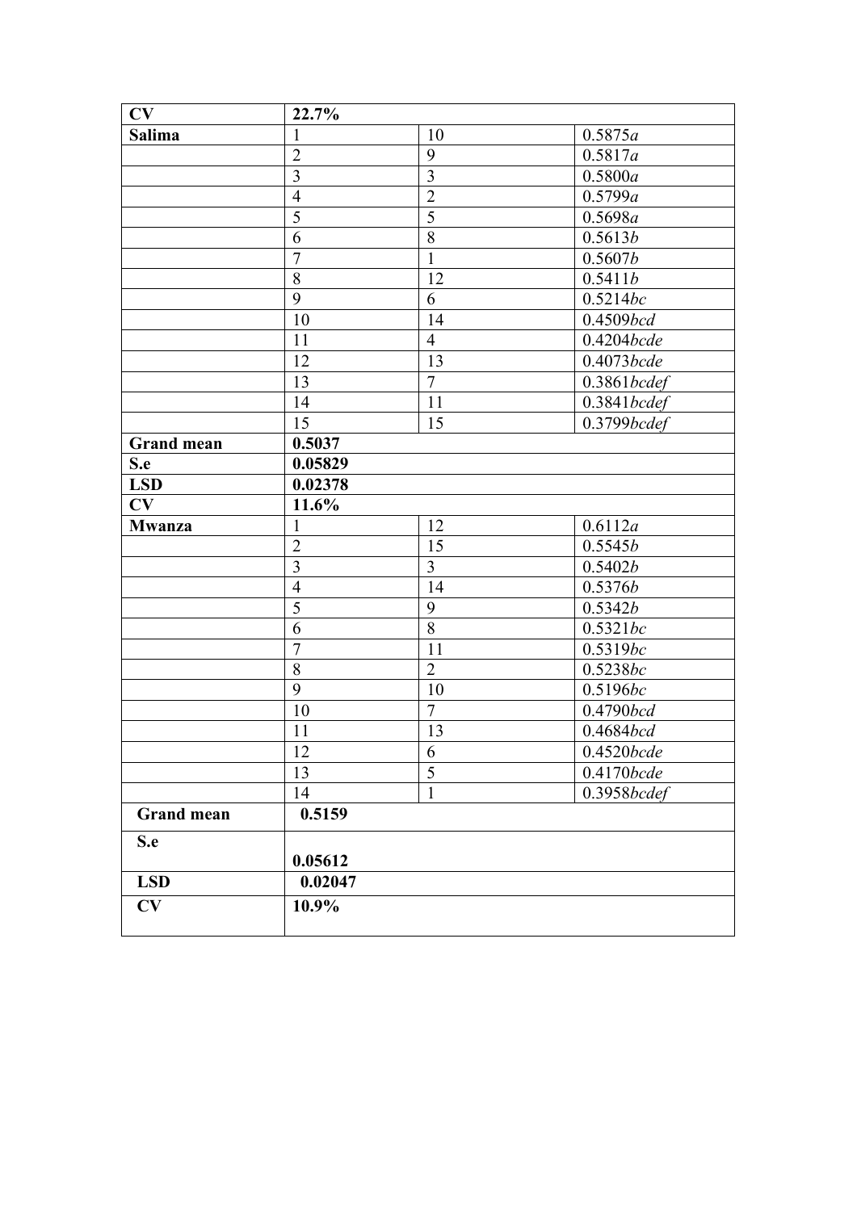| | | | |
|---|---|---|---|
| **CV** | **22.7%** | | |
| **Salima** | 1 | 10 | 0.5875*a* |
| | 2 | 9 | 0.5817*a* |
| | 3 | 3 | 0.5800*a* |
| | 4 | 2 | 0.5799*a* |
| | 5 | 5 | 0.5698*a* |
| | 6 | 8 | 0.5613*b* |
| | 7 | 1 | 0.5607*b* |
| | 8 | 12 | 0.5411*b* |
| | 9 | 6 | 0.5214*bc* |
| | 10 | 14 | 0.4509*bcd* |
| | 11 | 4 | 0.4204*bcde* |
| | 12 | 13 | 0.4073*bcde* |
| | 13 | 7 | 0.3861*bcdef* |
| | 14 | 11 | 0.3841*bcdef* |
| | 15 | 15 | 0.3799*bcdef* |
| **Grand mean** | **0.5037** | | |
| **S.e** | **0.05829** | | |
| **LSD** | **0.02378** | | |
| **CV** | **11.6%** | | |
| **Mwanza** | 1 | 12 | 0.6112*a* |
| | 2 | 15 | 0.5545*b* |
| | 3 | 3 | 0.5402*b* |
| | 4 | 14 | 0.5376*b* |
| | 5 | 9 | 0.5342*b* |
| | 6 | 8 | 0.5321*bc* |
| | 7 | 11 | 0.5319*bc* |
| | 8 | 2 | 0.5238*bc* |
| | 9 | 10 | 0.5196*bc* |
| | 10 | 7 | 0.4790*bcd* |
| | 11 | 13 | 0.4684*bcd* |
| | 12 | 6 | 0.4520*bcde* |
| | 13 | 5 | 0.4170*bcde* |
| | 14 | 1 | 0.3958*bcdef* |
| **Grand mean** | **0.5159** | | |
| **S.e** | **0.05612** | | |
| **LSD** | **0.02047** | | |
| **CV** | **10.9%** | | |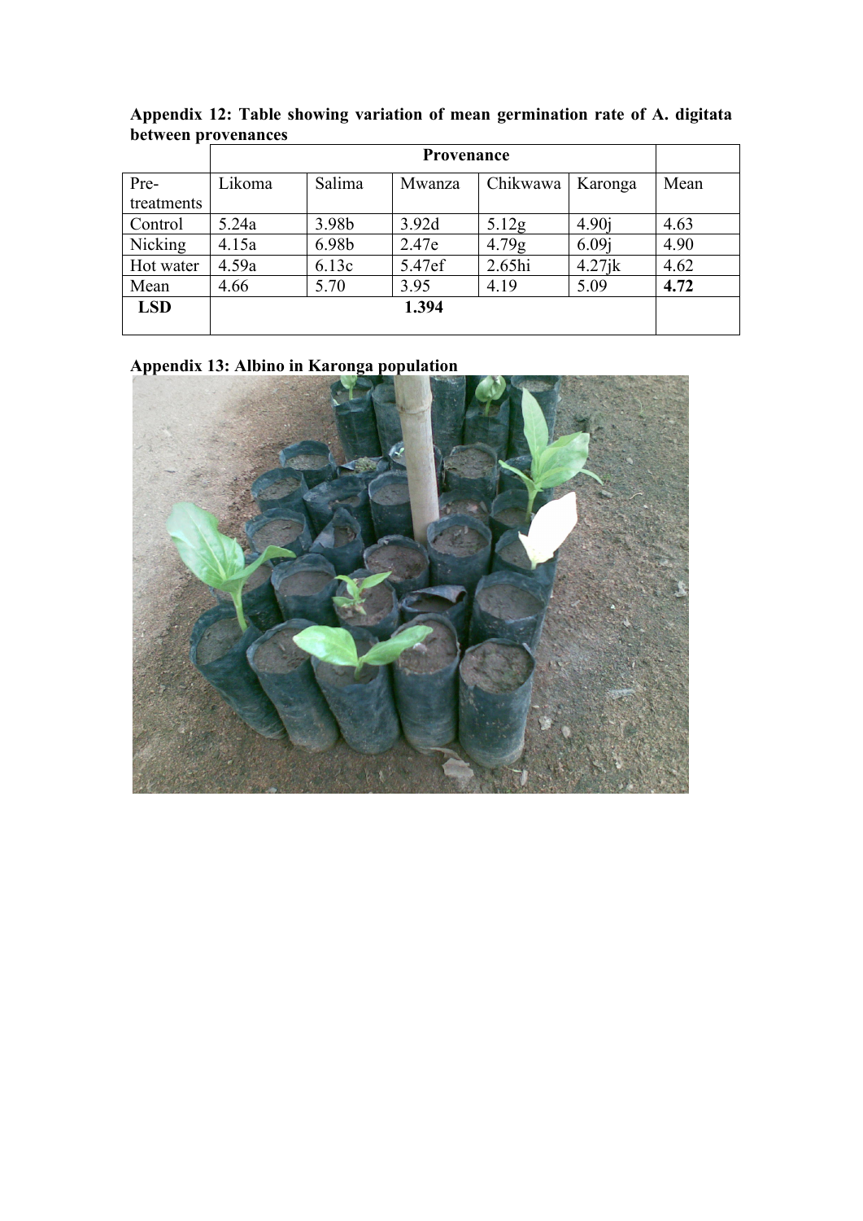**Appendix 12: Table showing variation of mean germination rate of A. digitata between provenances**

| | Provenance | | | | | |
|---|---|---|---|---|---|---|
| Pre-treatments | Likoma | Salima | Mwanza | Chikwawa | Karonga | Mean |
| Control | 5.24a | 3.98b | 3.92d | 5.12g | 4.90j | 4.63 |
| Nicking | 4.15a | 6.98b | 2.47e | 4.79g | 6.09j | 4.90 |
| Hot water | 4.59a | 6.13c | 5.47ef | 2.65hi | 4.27jk | 4.62 |
| Mean | 4.66 | 5.70 | 3.95 | 4.19 | 5.09 | **4.72** |
| **LSD** | **1.394** | | | | | |

**Appendix 13: Albino in Karonga population**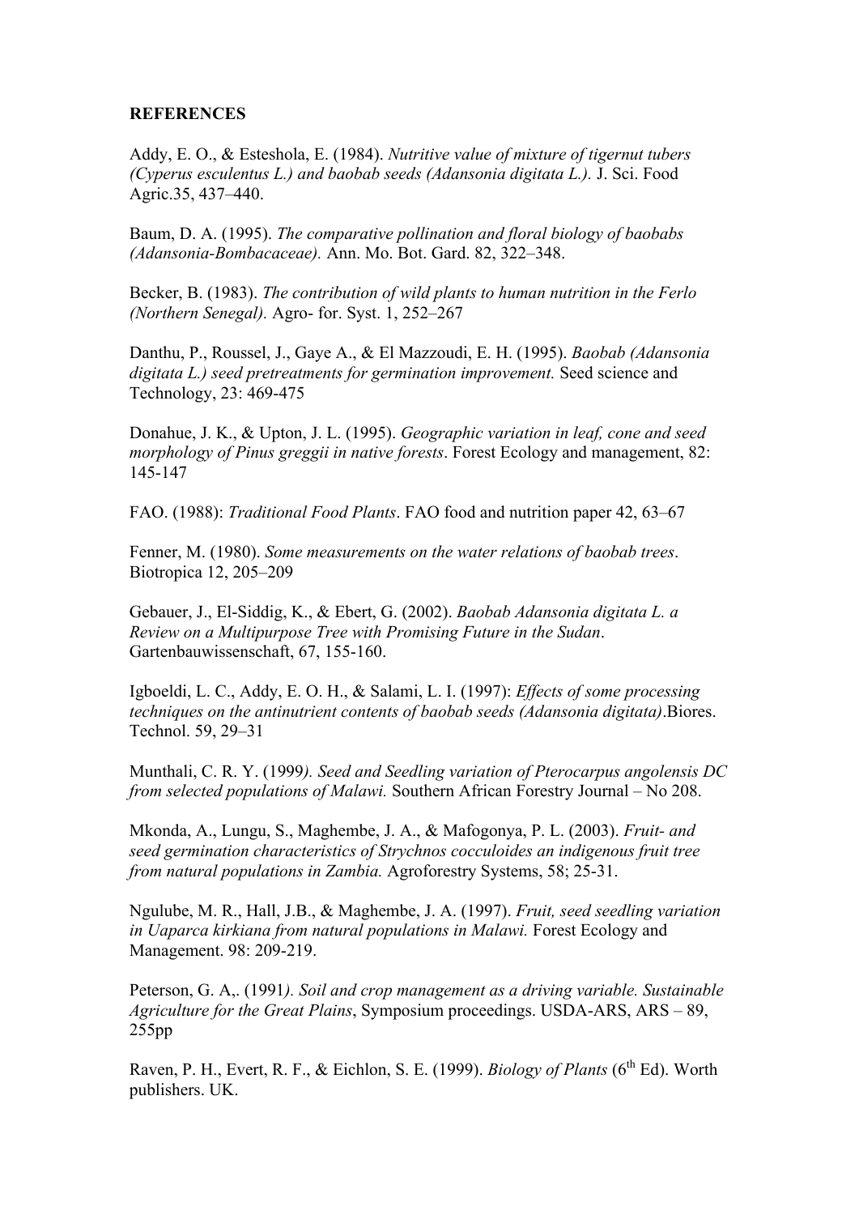**REFERENCES**

Addy, E. O., & Esteshola, E. (1984). *Nutritive value of mixture of tigernut tubers (Cyperus esculentus L.) and baobab seeds (Adansonia digitata L.).* J. Sci. Food Agric.35, 437–440.

Baum, D. A. (1995). *The comparative pollination and floral biology of baobabs (Adansonia-Bombacaceae).* Ann. Mo. Bot. Gard. 82, 322–348.

Becker, B. (1983). *The contribution of wild plants to human nutrition in the Ferlo (Northern Senegal).* Agro- for. Syst. 1, 252–267

Danthu, P., Roussel, J., Gaye A., & El Mazzoudi, E. H. (1995). *Baobab (Adansonia digitata L.) seed pretreatments for germination improvement.* Seed science and Technology, 23: 469-475

Donahue, J. K., & Upton, J. L. (1995). *Geographic variation in leaf, cone and seed morphology of Pinus greggii in native forests*. Forest Ecology and management, 82: 145-147

FAO. (1988): *Traditional Food Plants*. FAO food and nutrition paper 42, 63–67

Fenner, M. (1980). *Some measurements on the water relations of baobab trees*. Biotropica 12, 205–209

Gebauer, J., El-Siddig, K., & Ebert, G. (2002). *Baobab Adansonia digitata L. a Review on a Multipurpose Tree with Promising Future in the Sudan*. Gartenbauwissenschaft, 67, 155-160.

Igboeldi, L. C., Addy, E. O. H., & Salami, L. I. (1997): *Effects of some processing techniques on the antinutrient contents of baobab seeds (Adansonia digitata)*.Biores. Technol. 59, 29–31

Munthali, C. R. Y. (1999*). Seed and Seedling variation of Pterocarpus angolensis DC from selected populations of Malawi.* Southern African Forestry Journal – No 208.

Mkonda, A., Lungu, S., Maghembe, J. A., & Mafogonya, P. L. (2003). *Fruit- and seed germination characteristics of Strychnos cocculoides an indigenous fruit tree from natural populations in Zambia.* Agroforestry Systems, 58; 25-31.

Ngulube, M. R., Hall, J.B., & Maghembe, J. A. (1997). *Fruit, seed seedling variation in Uaparca kirkiana from natural populations in Malawi.* Forest Ecology and Management. 98: 209-219.

Peterson, G. A,. (1991*). Soil and crop management as a driving variable. Sustainable Agriculture for the Great Plains*, Symposium proceedings. USDA-ARS, ARS – 89, 255pp

Raven, P. H., Evert, R. F., & Eichlon, S. E. (1999). *Biology of Plants* (6th Ed). Worth publishers. UK.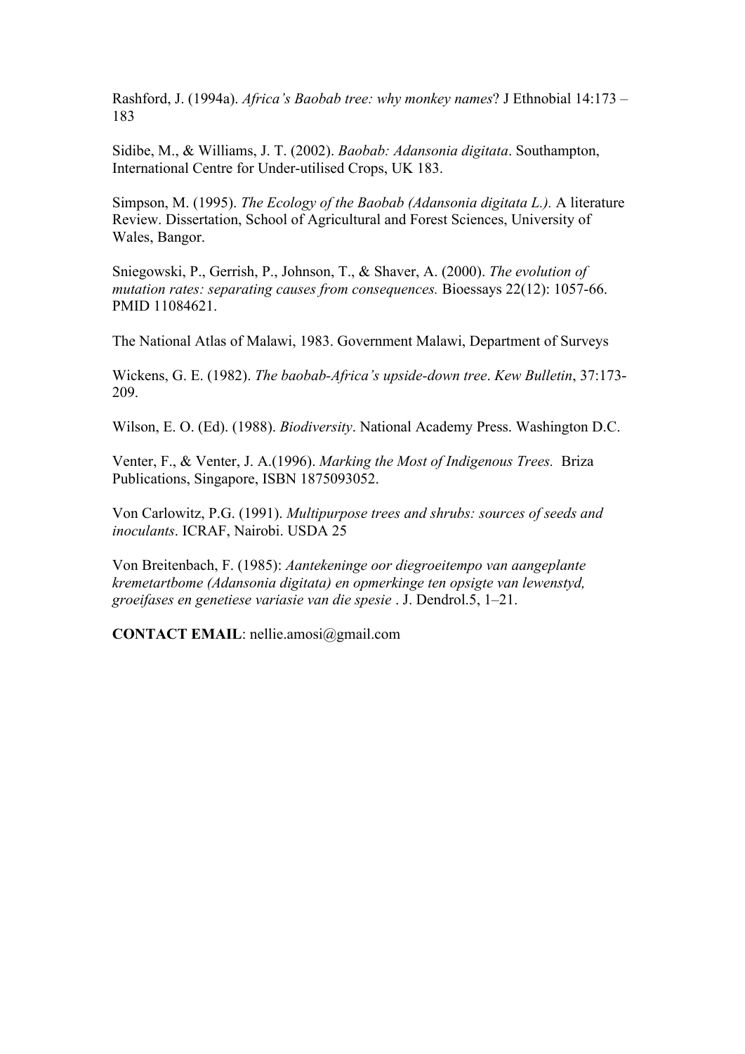Rashford, J. (1994a). *Africa's Baobab tree: why monkey names*? J Ethnobial 14:173 – 183

Sidibe, M., & Williams, J. T. (2002). *Baobab: Adansonia digitata*. Southampton, International Centre for Under-utilised Crops, UK 183.

Simpson, M. (1995). *The Ecology of the Baobab (Adansonia digitata L.).* A literature Review. Dissertation, School of Agricultural and Forest Sciences, University of Wales, Bangor.

Sniegowski, P., Gerrish, P., Johnson, T., & Shaver, A. (2000). *The evolution of mutation rates: separating causes from consequences.* Bioessays 22(12): 1057-66. PMID 11084621.

The National Atlas of Malawi, 1983. Government Malawi, Department of Surveys

Wickens, G. E. (1982). *The baobab-Africa's upside-down tree*. *Kew Bulletin*, 37:173-209.

Wilson, E. O. (Ed). (1988). *Biodiversity*. National Academy Press. Washington D.C.

Venter, F., & Venter, J. A.(1996). *Marking the Most of Indigenous Trees.* Briza Publications, Singapore, ISBN 1875093052.

Von Carlowitz, P.G. (1991). *Multipurpose trees and shrubs: sources of seeds and inoculants*. ICRAF, Nairobi. USDA 25

Von Breitenbach, F. (1985): *Aantekeninge oor diegroeitempo van aangeplante kremetartbome (Adansonia digitata) en opmerkinge ten opsigte van lewenstyd, groeifases en genetiese variasie van die spesie* . J. Dendrol.5, 1–21.

**CONTACT EMAIL**: nellie.amosi@gmail.com